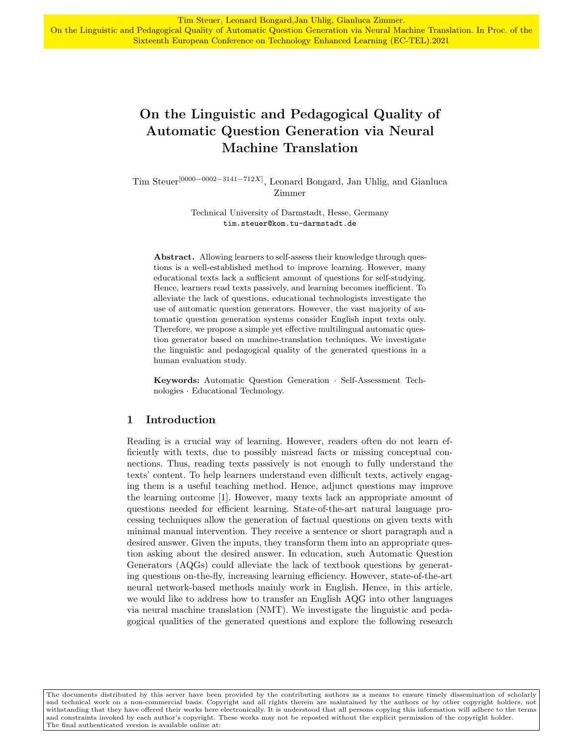Tim Steuer, Leonard Bongard,Jan Uhlig, Gianluca Zimmer.
On the Linguistic and Pedagogical Quality of Automatic Question Generation via Neural Machine Translation. In Proc. of the Sixteenth European Conference on Technology Enhanced Learning (EC-TEL).2021

# On the Linguistic and Pedagogical Quality of Automatic Question Generation via Neural Machine Translation

Tim Steuer[0000−0002−3141−712X], Leonard Bongard, Jan Uhlig, and Gianluca Zimmer

Technical University of Darmstadt, Hesse, Germany
tim.steuer@kom.tu-darmstadt.de

**Abstract.** Allowing learners to self-assess their knowledge through questions is a well-established method to improve learning. However, many educational texts lack a sufficient amount of questions for self-studying. Hence, learners read texts passively, and learning becomes inefficient. To alleviate the lack of questions, educational technologists investigate the use of automatic question generators. However, the vast majority of automatic question generation systems consider English input texts only. Therefore, we propose a simple yet effective multilingual automatic question generator based on machine-translation techniques. We investigate the linguistic and pedagogical quality of the generated questions in a human evaluation study.

**Keywords:** Automatic Question Generation · Self-Assessment Technologies · Educational Technology.

## 1 Introduction

Reading is a crucial way of learning. However, readers often do not learn efficiently with texts, due to possibly misread facts or missing conceptual connections. Thus, reading texts passively is not enough to fully understand the texts' content. To help learners understand even difficult texts, actively engaging them is a useful teaching method. Hence, adjunct questions may improve the learning outcome [1]. However, many texts lack an appropriate amount of questions needed for efficient learning. State-of-the-art natural language processing techniques allow the generation of factual questions on given texts with minimal manual intervention. They receive a sentence or short paragraph and a desired answer. Given the inputs, they transform them into an appropriate question asking about the desired answer. In education, such Automatic Question Generators (AQGs) could alleviate the lack of textbook questions by generating questions on-the-fly, increasing learning efficiency. However, state-of-the-art neural network-based methods mainly work in English. Hence, in this article, we would like to address how to transfer an English AQG into other languages via neural machine translation (NMT). We investigate the linguistic and pedagogical qualities of the generated questions and explore the following research

The documents distributed by this server have been provided by the contributing authors as a means to ensure timely dissemination of scholarly and technical work on a non-commercial basis. Copyright and all rights therein are maintained by the authors or by other copyright holders, not withstanding that they have offered their works here electronically. It is understood that all persons copying this information will adhere to the terms and constraints invoked by each author's copyright. These works may not be reposted without the explicit permission of the copyright holder.
The final authenticated version is available online at: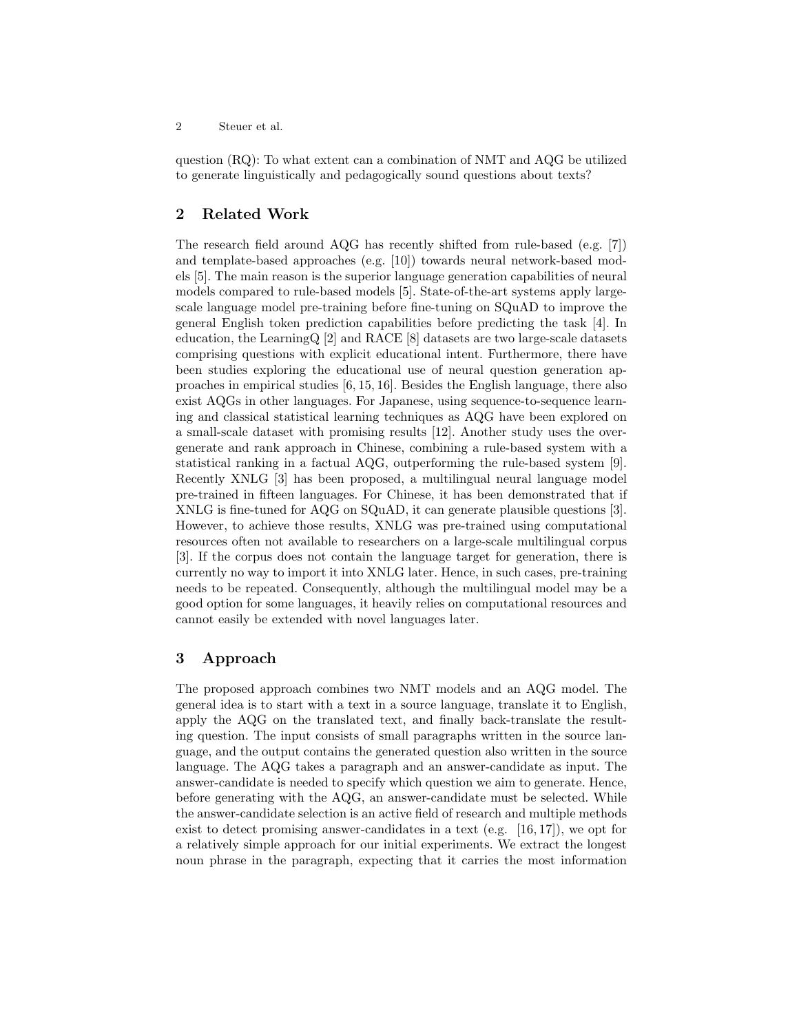question (RQ): To what extent can a combination of NMT and AQG be utilized to generate linguistically and pedagogically sound questions about texts?

## 2 Related Work

The research field around AQG has recently shifted from rule-based (e.g. [7]) and template-based approaches (e.g. [10]) towards neural network-based models [5]. The main reason is the superior language generation capabilities of neural models compared to rule-based models [5]. State-of-the-art systems apply large-scale language model pre-training before fine-tuning on SQuAD to improve the general English token prediction capabilities before predicting the task [4]. In education, the LearningQ [2] and RACE [8] datasets are two large-scale datasets comprising questions with explicit educational intent. Furthermore, there have been studies exploring the educational use of neural question generation approaches in empirical studies [6, 15, 16]. Besides the English language, there also exist AQGs in other languages. For Japanese, using sequence-to-sequence learning and classical statistical learning techniques as AQG have been explored on a small-scale dataset with promising results [12]. Another study uses the over-generate and rank approach in Chinese, combining a rule-based system with a statistical ranking in a factual AQG, outperforming the rule-based system [9]. Recently XNLG [3] has been proposed, a multilingual neural language model pre-trained in fifteen languages. For Chinese, it has been demonstrated that if XNLG is fine-tuned for AQG on SQuAD, it can generate plausible questions [3]. However, to achieve those results, XNLG was pre-trained using computational resources often not available to researchers on a large-scale multilingual corpus [3]. If the corpus does not contain the language target for generation, there is currently no way to import it into XNLG later. Hence, in such cases, pre-training needs to be repeated. Consequently, although the multilingual model may be a good option for some languages, it heavily relies on computational resources and cannot easily be extended with novel languages later.

## 3 Approach

The proposed approach combines two NMT models and an AQG model. The general idea is to start with a text in a source language, translate it to English, apply the AQG on the translated text, and finally back-translate the resulting question. The input consists of small paragraphs written in the source language, and the output contains the generated question also written in the source language. The AQG takes a paragraph and an answer-candidate as input. The answer-candidate is needed to specify which question we aim to generate. Hence, before generating with the AQG, an answer-candidate must be selected. While the answer-candidate selection is an active field of research and multiple methods exist to detect promising answer-candidates in a text (e.g. [16, 17]), we opt for a relatively simple approach for our initial experiments. We extract the longest noun phrase in the paragraph, expecting that it carries the most information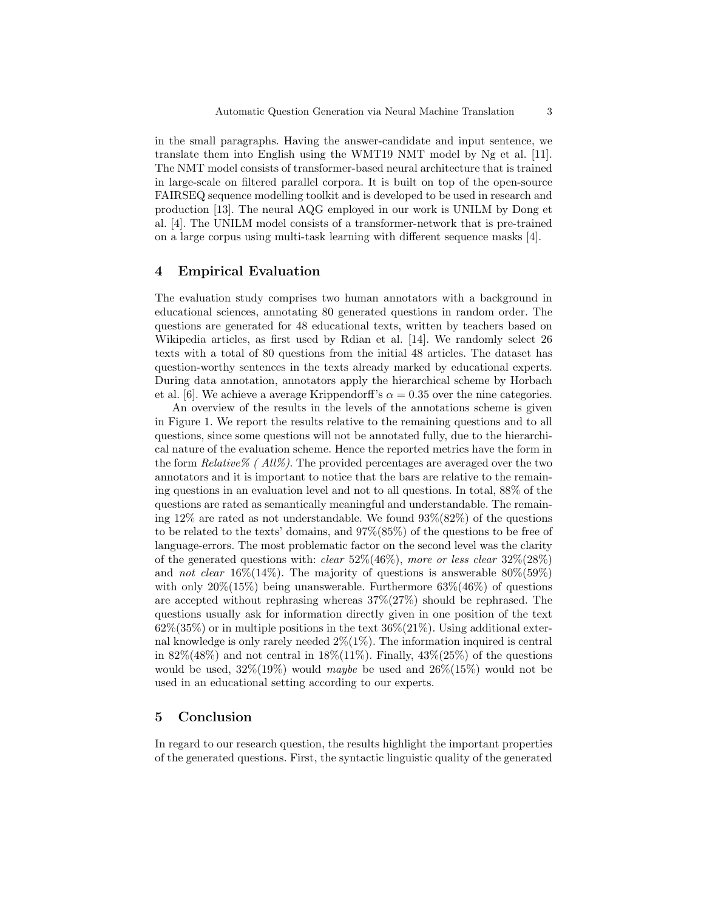in the small paragraphs. Having the answer-candidate and input sentence, we translate them into English using the WMT19 NMT model by Ng et al. [11]. The NMT model consists of transformer-based neural architecture that is trained in large-scale on filtered parallel corpora. It is built on top of the open-source FAIRSEQ sequence modelling toolkit and is developed to be used in research and production [13]. The neural AQG employed in our work is UNILM by Dong et al. [4]. The UNILM model consists of a transformer-network that is pre-trained on a large corpus using multi-task learning with different sequence masks [4].

## 4 Empirical Evaluation

The evaluation study comprises two human annotators with a background in educational sciences, annotating 80 generated questions in random order. The questions are generated for 48 educational texts, written by teachers based on Wikipedia articles, as first used by Rdian et al. [14]. We randomly select 26 texts with a total of 80 questions from the initial 48 articles. The dataset has question-worthy sentences in the texts already marked by educational experts. During data annotation, annotators apply the hierarchical scheme by Horbach et al. [6]. We achieve a average Krippendorff's $\alpha = 0.35$ over the nine categories.

An overview of the results in the levels of the annotations scheme is given in Figure 1. We report the results relative to the remaining questions and to all questions, since some questions will not be annotated fully, due to the hierarchical nature of the evaluation scheme. Hence the reported metrics have the form in the form *Relative% ( All%)*. The provided percentages are averaged over the two annotators and it is important to notice that the bars are relative to the remaining questions in an evaluation level and not to all questions. In total, 88% of the questions are rated as semantically meaningful and understandable. The remaining 12% are rated as not understandable. We found 93%(82%) of the questions to be related to the texts' domains, and 97%(85%) of the questions to be free of language-errors. The most problematic factor on the second level was the clarity of the generated questions with: *clear* 52%(46%), *more or less clear* 32%(28%) and *not clear* 16%(14%). The majority of questions is answerable 80%(59%) with only 20%(15%) being unanswerable. Furthermore 63%(46%) of questions are accepted without rephrasing whereas 37%(27%) should be rephrased. The questions usually ask for information directly given in one position of the text 62%(35%) or in multiple positions in the text 36%(21%). Using additional external knowledge is only rarely needed 2%(1%). The information inquired is central in 82%(48%) and not central in 18%(11%). Finally, 43%(25%) of the questions would be used, 32%(19%) would *maybe* be used and 26%(15%) would not be used in an educational setting according to our experts.

## 5 Conclusion

In regard to our research question, the results highlight the important properties of the generated questions. First, the syntactic linguistic quality of the generated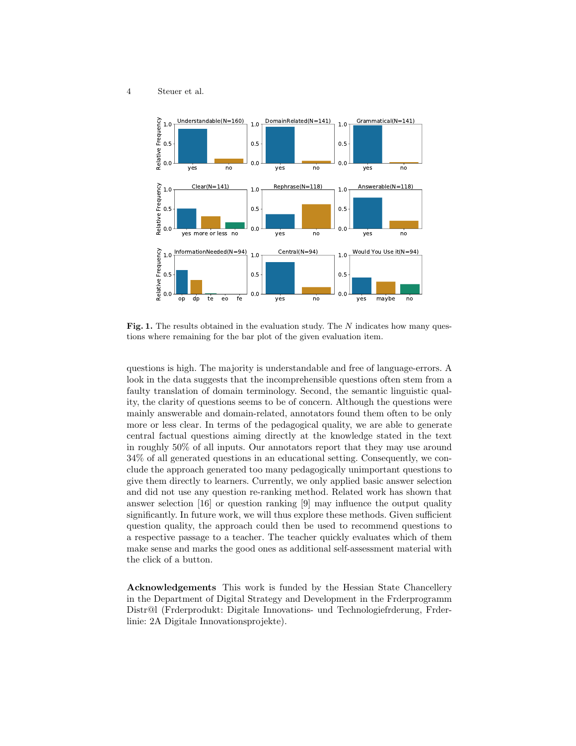**Fig. 1.** The results obtained in the evaluation study. The $N$ indicates how many questions where remaining for the bar plot of the given evaluation item.

questions is high. The majority is understandable and free of language-errors. A look in the data suggests that the incomprehensible questions often stem from a faulty translation of domain terminology. Second, the semantic linguistic quality, the clarity of questions seems to be of concern. Although the questions were mainly answerable and domain-related, annotators found them often to be only more or less clear. In terms of the pedagogical quality, we are able to generate central factual questions aiming directly at the knowledge stated in the text in roughly 50% of all inputs. Our annotators report that they may use around 34% of all generated questions in an educational setting. Consequently, we conclude the approach generated too many pedagogically unimportant questions to give them directly to learners. Currently, we only applied basic answer selection and did not use any question re-ranking method. Related work has shown that answer selection [16] or question ranking [9] may influence the output quality significantly. In future work, we will thus explore these methods. Given sufficient question quality, the approach could then be used to recommend questions to a respective passage to a teacher. The teacher quickly evaluates which of them make sense and marks the good ones as additional self-assessment material with the click of a button.

**Acknowledgements** This work is funded by the Hessian State Chancellery in the Department of Digital Strategy and Development in the Frderprogramm Distr@l (Frderprodukt: Digitale Innovations- und Technologiefrderung, Frderlinie: 2A Digitale Innovationsprojekte).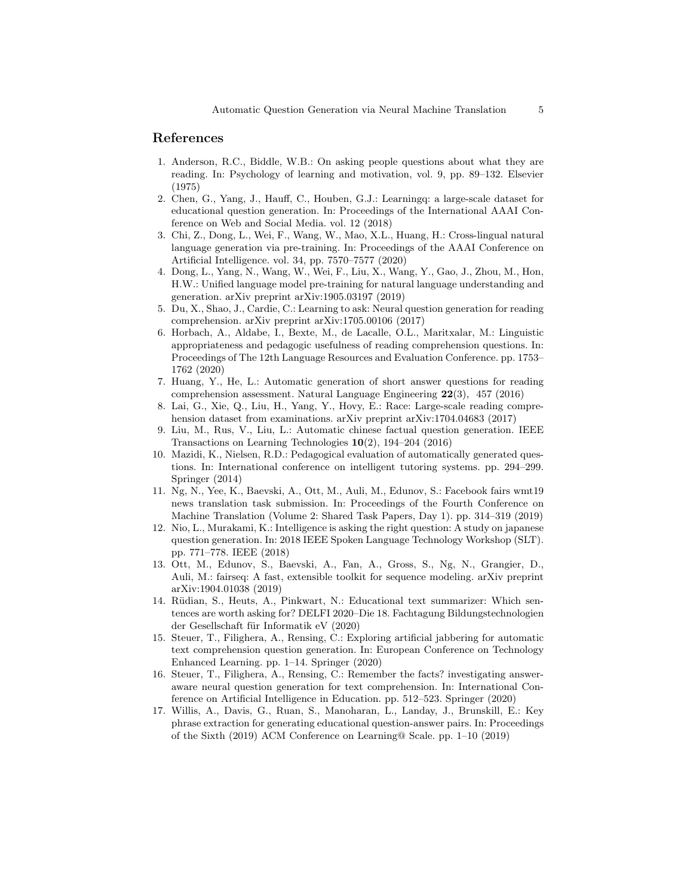## References

1. Anderson, R.C., Biddle, W.B.: On asking people questions about what they are reading. In: Psychology of learning and motivation, vol. 9, pp. 89–132. Elsevier (1975)
2. Chen, G., Yang, J., Hauff, C., Houben, G.J.: Learningq: a large-scale dataset for educational question generation. In: Proceedings of the International AAAI Conference on Web and Social Media. vol. 12 (2018)
3. Chi, Z., Dong, L., Wei, F., Wang, W., Mao, X.L., Huang, H.: Cross-lingual natural language generation via pre-training. In: Proceedings of the AAAI Conference on Artificial Intelligence. vol. 34, pp. 7570–7577 (2020)
4. Dong, L., Yang, N., Wang, W., Wei, F., Liu, X., Wang, Y., Gao, J., Zhou, M., Hon, H.W.: Unified language model pre-training for natural language understanding and generation. arXiv preprint arXiv:1905.03197 (2019)
5. Du, X., Shao, J., Cardie, C.: Learning to ask: Neural question generation for reading comprehension. arXiv preprint arXiv:1705.00106 (2017)
6. Horbach, A., Aldabe, I., Bexte, M., de Lacalle, O.L., Maritxalar, M.: Linguistic appropriateness and pedagogic usefulness of reading comprehension questions. In: Proceedings of The 12th Language Resources and Evaluation Conference. pp. 1753–1762 (2020)
7. Huang, Y., He, L.: Automatic generation of short answer questions for reading comprehension assessment. Natural Language Engineering **22**(3), 457 (2016)
8. Lai, G., Xie, Q., Liu, H., Yang, Y., Hovy, E.: Race: Large-scale reading comprehension dataset from examinations. arXiv preprint arXiv:1704.04683 (2017)
9. Liu, M., Rus, V., Liu, L.: Automatic chinese factual question generation. IEEE Transactions on Learning Technologies **10**(2), 194–204 (2016)
10. Mazidi, K., Nielsen, R.D.: Pedagogical evaluation of automatically generated questions. In: International conference on intelligent tutoring systems. pp. 294–299. Springer (2014)
11. Ng, N., Yee, K., Baevski, A., Ott, M., Auli, M., Edunov, S.: Facebook fairs wmt19 news translation task submission. In: Proceedings of the Fourth Conference on Machine Translation (Volume 2: Shared Task Papers, Day 1). pp. 314–319 (2019)
12. Nio, L., Murakami, K.: Intelligence is asking the right question: A study on japanese question generation. In: 2018 IEEE Spoken Language Technology Workshop (SLT). pp. 771–778. IEEE (2018)
13. Ott, M., Edunov, S., Baevski, A., Fan, A., Gross, S., Ng, N., Grangier, D., Auli, M.: fairseq: A fast, extensible toolkit for sequence modeling. arXiv preprint arXiv:1904.01038 (2019)
14. Rüdian, S., Heuts, A., Pinkwart, N.: Educational text summarizer: Which sentences are worth asking for? DELFI 2020–Die 18. Fachtagung Bildungstechnologien der Gesellschaft für Informatik eV (2020)
15. Steuer, T., Filighera, A., Rensing, C.: Exploring artificial jabbering for automatic text comprehension question generation. In: European Conference on Technology Enhanced Learning. pp. 1–14. Springer (2020)
16. Steuer, T., Filighera, A., Rensing, C.: Remember the facts? investigating answer-aware neural question generation for text comprehension. In: International Conference on Artificial Intelligence in Education. pp. 512–523. Springer (2020)
17. Willis, A., Davis, G., Ruan, S., Manoharan, L., Landay, J., Brunskill, E.: Key phrase extraction for generating educational question-answer pairs. In: Proceedings of the Sixth (2019) ACM Conference on Learning@ Scale. pp. 1–10 (2019)